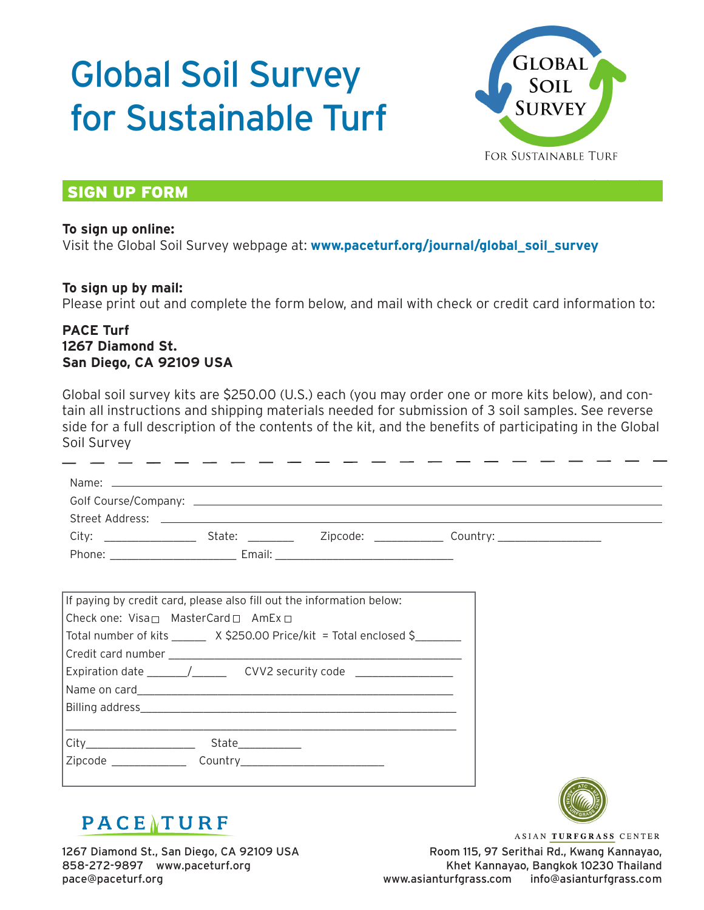# Global Soil Survey for Sustainable Turf

GLOBAL SOIL SURVEY

FOR SUSTAINABLE TURF

## SIGN UP FORM

**To sign up online:**
Visit the Global Soil Survey webpage at: **www.paceturf.org/journal/global_soil_survey**

**To sign up by mail:**
Please print out and complete the form below, and mail with check or credit card information to:

**PACE Turf**
**1267 Diamond St.**
**San Diego, CA 92109 USA**

Global soil survey kits are $250.00 (U.S.) each (you may order one or more kits below), and contain all instructions and shipping materials needed for submission of 3 soil samples. See reverse side for a full description of the contents of the kit, and the benefits of participating in the Global Soil Survey

Name: ____________________

Golf Course/Company: ____________________

Street Address: ____________________

City: __________ State: ________ Zipcode: __________ Country: ______________

Phone: ______________ Email: ______________________

If paying by credit card, please also fill out the information below:

Check one: Visa ☐ MasterCard ☐ AmEx ☐

Total number of kits ______ X $250.00 Price/kit = Total enclosed $_______

Credit card number ____________________

Expiration date ______/______ CVV2 security code ______________

Name on card____________________

Billing address____________________

____________________

City________________ State__________

Zipcode ____________ Country____________________

PACE TURF

1267 Diamond St., San Diego, CA 92109 USA
858-272-9897 www.paceturf.org
pace@paceturf.org

ASIAN TURFGRASS CENTER

Room 115, 97 Serithai Rd., Kwang Kannayao,
Khet Kannayao, Bangkok 10230 Thailand
www.asianturfgrass.com info@asianturfgrass.com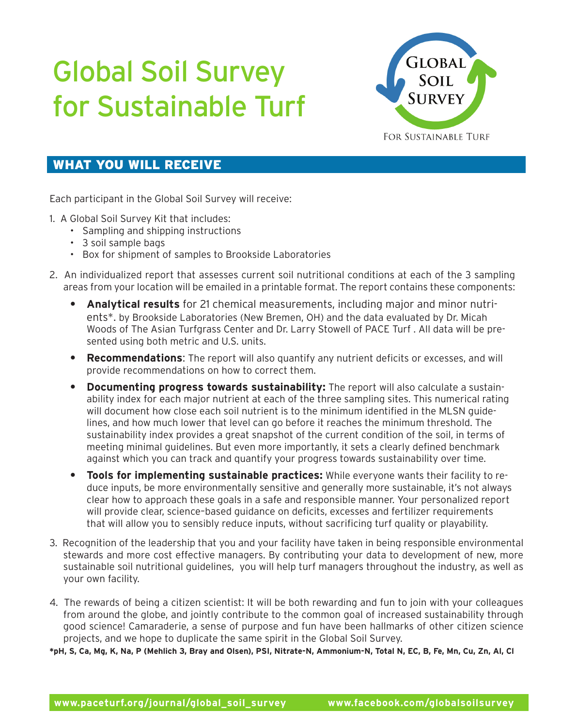# Global Soil Survey for Sustainable Turf

GLOBAL SOIL SURVEY

FOR SUSTAINABLE TURF

## WHAT YOU WILL RECEIVE

Each participant in the Global Soil Survey will receive:

1. A Global Soil Survey Kit that includes:
   - Sampling and shipping instructions
   - 3 soil sample bags
   - Box for shipment of samples to Brookside Laboratories
2. An individualized report that assesses current soil nutritional conditions at each of the 3 sampling areas from your location will be emailed in a printable format. The report contains these components:
   - **Analytical results** for 21 chemical measurements, including major and minor nutrients*. by Brookside Laboratories (New Bremen, OH) and the data evaluated by Dr. Micah Woods of The Asian Turfgrass Center and Dr. Larry Stowell of PACE Turf . All data will be presented using both metric and U.S. units.
   - **Recommendations**: The report will also quantify any nutrient deficits or excesses, and will provide recommendations on how to correct them.
   - **Documenting progress towards sustainability:** The report will also calculate a sustainability index for each major nutrient at each of the three sampling sites. This numerical rating will document how close each soil nutrient is to the minimum identified in the MLSN guidelines, and how much lower that level can go before it reaches the minimum threshold. The sustainability index provides a great snapshot of the current condition of the soil, in terms of meeting minimal guidelines. But even more importantly, it sets a clearly defined benchmark against which you can track and quantify your progress towards sustainability over time.
   - **Tools for implementing sustainable practices:** While everyone wants their facility to reduce inputs, be more environmentally sensitive and generally more sustainable, it's not always clear how to approach these goals in a safe and responsible manner. Your personalized report will provide clear, science-based guidance on deficits, excesses and fertilizer requirements that will allow you to sensibly reduce inputs, without sacrificing turf quality or playability.
3. Recognition of the leadership that you and your facility have taken in being responsible environmental stewards and more cost effective managers. By contributing your data to development of new, more sustainable soil nutritional guidelines, you will help turf managers throughout the industry, as well as your own facility.
4. The rewards of being a citizen scientist: It will be both rewarding and fun to join with your colleagues from around the globe, and jointly contribute to the common goal of increased sustainability through good science! Camaraderie, a sense of purpose and fun have been hallmarks of other citizen science projects, and we hope to duplicate the same spirit in the Global Soil Survey.

**\*pH, S, Ca, Mg, K, Na, P (Mehlich 3, Bray and Olsen), PSI, Nitrate-N, Ammonium-N, Total N, EC, B, Fe, Mn, Cu, Zn, Al, Cl**

**www.paceturf.org/journal/global_soil_survey** **www.facebook.com/globalsoilsurvey**